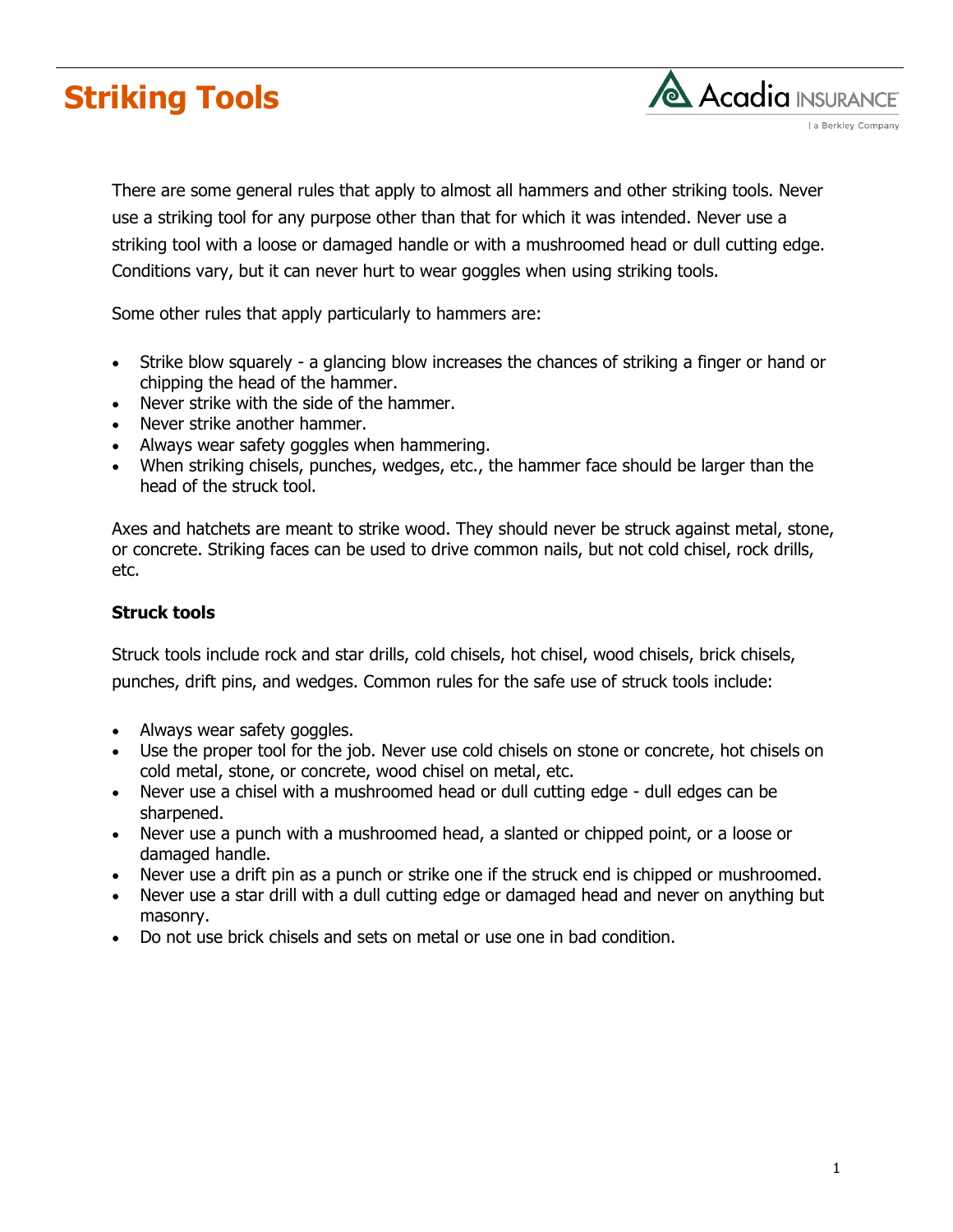# Striking Tools

There are some general rules that apply to almost all hammers and other striking tools. Never use a striking tool for any purpose other than that for which it was intended. Never use a striking tool with a loose or damaged handle or with a mushroomed head or dull cutting edge. Conditions vary, but it can never hurt to wear goggles when using striking tools.

Some other rules that apply particularly to hammers are:

- Strike blow squarely - a glancing blow increases the chances of striking a finger or hand or chipping the head of the hammer.
- Never strike with the side of the hammer.
- Never strike another hammer.
- Always wear safety goggles when hammering.
- When striking chisels, punches, wedges, etc., the hammer face should be larger than the head of the struck tool.

Axes and hatchets are meant to strike wood. They should never be struck against metal, stone, or concrete. Striking faces can be used to drive common nails, but not cold chisel, rock drills, etc.

**Struck tools**

Struck tools include rock and star drills, cold chisels, hot chisel, wood chisels, brick chisels, punches, drift pins, and wedges. Common rules for the safe use of struck tools include:

- Always wear safety goggles.
- Use the proper tool for the job. Never use cold chisels on stone or concrete, hot chisels on cold metal, stone, or concrete, wood chisel on metal, etc.
- Never use a chisel with a mushroomed head or dull cutting edge - dull edges can be sharpened.
- Never use a punch with a mushroomed head, a slanted or chipped point, or a loose or damaged handle.
- Never use a drift pin as a punch or strike one if the struck end is chipped or mushroomed.
- Never use a star drill with a dull cutting edge or damaged head and never on anything but masonry.
- Do not use brick chisels and sets on metal or use one in bad condition.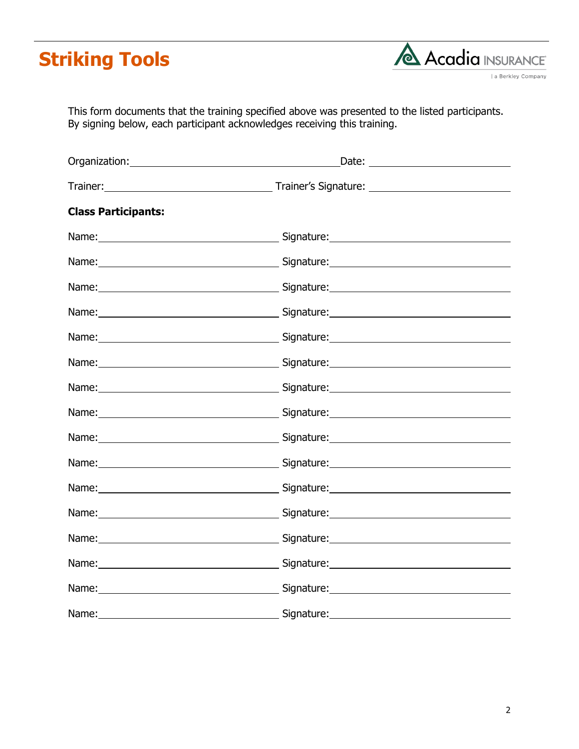# Striking Tools

Acadia INSURANCE | a Berkley Company

This form documents that the training specified above was presented to the listed participants. By signing below, each participant acknowledges receiving this training.

Organization: ______________________________ Date: ____________________

Trainer: ________________________ Trainer's Signature: ____________________

**Class Participants:**

Name: ________________________ Signature: ________________________

Name: ________________________ Signature: ________________________

Name: ________________________ Signature: ________________________

Name: ________________________ Signature: ________________________

Name: ________________________ Signature: ________________________

Name: ________________________ Signature: ________________________

Name: ________________________ Signature: ________________________

Name: ________________________ Signature: ________________________

Name: ________________________ Signature: ________________________

Name: ________________________ Signature: ________________________

Name: ________________________ Signature: ________________________

Name: ________________________ Signature: ________________________

Name: ________________________ Signature: ________________________

Name: ________________________ Signature: ________________________

Name: ________________________ Signature: ________________________

Name: ________________________ Signature: ________________________